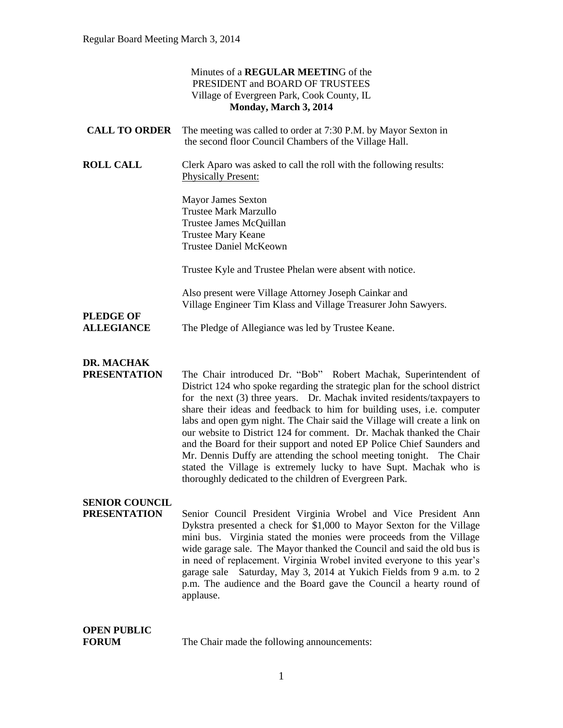Minutes of a **REGULAR MEETIN**G of the
PRESIDENT and BOARD OF TRUSTEES
Village of Evergreen Park, Cook County, IL
**Monday, March 3, 2014**

**CALL TO ORDER** The meeting was called to order at 7:30 P.M. by Mayor Sexton in the second floor Council Chambers of the Village Hall.

**ROLL CALL** Clerk Aparo was asked to call the roll with the following results:
Physically Present:

Mayor James Sexton
Trustee Mark Marzullo
Trustee James McQuillan
Trustee Mary Keane
Trustee Daniel McKeown

Trustee Kyle and Trustee Phelan were absent with notice.

Also present were Village Attorney Joseph Cainkar and Village Engineer Tim Klass and Village Treasurer John Sawyers.

**PLEDGE OF ALLEGIANCE** The Pledge of Allegiance was led by Trustee Keane.

**DR. MACHAK PRESENTATION** The Chair introduced Dr. "Bob" Robert Machak, Superintendent of District 124 who spoke regarding the strategic plan for the school district for the next (3) three years. Dr. Machak invited residents/taxpayers to share their ideas and feedback to him for building uses, i.e. computer labs and open gym night. The Chair said the Village will create a link on our website to District 124 for comment. Dr. Machak thanked the Chair and the Board for their support and noted EP Police Chief Saunders and Mr. Dennis Duffy are attending the school meeting tonight. The Chair stated the Village is extremely lucky to have Supt. Machak who is thoroughly dedicated to the children of Evergreen Park.

**SENIOR COUNCIL PRESENTATION** Senior Council President Virginia Wrobel and Vice President Ann Dykstra presented a check for $1,000 to Mayor Sexton for the Village mini bus. Virginia stated the monies were proceeds from the Village wide garage sale. The Mayor thanked the Council and said the old bus is in need of replacement. Virginia Wrobel invited everyone to this year's garage sale Saturday, May 3, 2014 at Yukich Fields from 9 a.m. to 2 p.m. The audience and the Board gave the Council a hearty round of applause.

**OPEN PUBLIC FORUM** The Chair made the following announcements: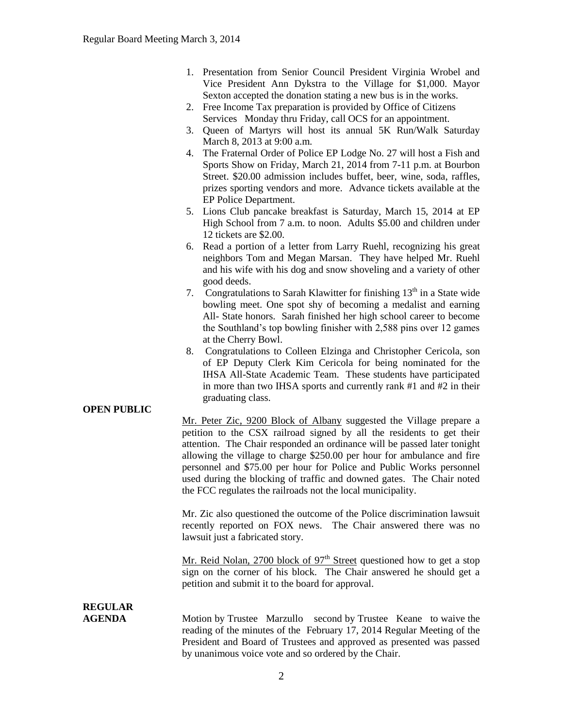1. Presentation from Senior Council President Virginia Wrobel and Vice President Ann Dykstra to the Village for $1,000. Mayor Sexton accepted the donation stating a new bus is in the works.
2. Free Income Tax preparation is provided by Office of Citizens Services Monday thru Friday, call OCS for an appointment.
3. Queen of Martyrs will host its annual 5K Run/Walk Saturday March 8, 2013 at 9:00 a.m.
4. The Fraternal Order of Police EP Lodge No. 27 will host a Fish and Sports Show on Friday, March 21, 2014 from 7-11 p.m. at Bourbon Street. $20.00 admission includes buffet, beer, wine, soda, raffles, prizes sporting vendors and more. Advance tickets available at the EP Police Department.
5. Lions Club pancake breakfast is Saturday, March 15, 2014 at EP High School from 7 a.m. to noon. Adults $5.00 and children under 12 tickets are $2.00.
6. Read a portion of a letter from Larry Ruehl, recognizing his great neighbors Tom and Megan Marsan. They have helped Mr. Ruehl and his wife with his dog and snow shoveling and a variety of other good deeds.
7. Congratulations to Sarah Klawitter for finishing 13th in a State wide bowling meet. One spot shy of becoming a medalist and earning All- State honors. Sarah finished her high school career to become the Southland's top bowling finisher with 2,588 pins over 12 games at the Cherry Bowl.
8. Congratulations to Colleen Elzinga and Christopher Cericola, son of EP Deputy Clerk Kim Cericola for being nominated for the IHSA All-State Academic Team. These students have participated in more than two IHSA sports and currently rank #1 and #2 in their graduating class.

**OPEN PUBLIC**

Mr. Peter Zic, 9200 Block of Albany suggested the Village prepare a petition to the CSX railroad signed by all the residents to get their attention. The Chair responded an ordinance will be passed later tonight allowing the village to charge $250.00 per hour for ambulance and fire personnel and $75.00 per hour for Police and Public Works personnel used during the blocking of traffic and downed gates. The Chair noted the FCC regulates the railroads not the local municipality.

Mr. Zic also questioned the outcome of the Police discrimination lawsuit recently reported on FOX news. The Chair answered there was no lawsuit just a fabricated story.

Mr. Reid Nolan, 2700 block of 97th Street questioned how to get a stop sign on the corner of his block. The Chair answered he should get a petition and submit it to the board for approval.

**REGULAR AGENDA**

Motion by Trustee Marzullo second by Trustee Keane to waive the reading of the minutes of the February 17, 2014 Regular Meeting of the President and Board of Trustees and approved as presented was passed by unanimous voice vote and so ordered by the Chair.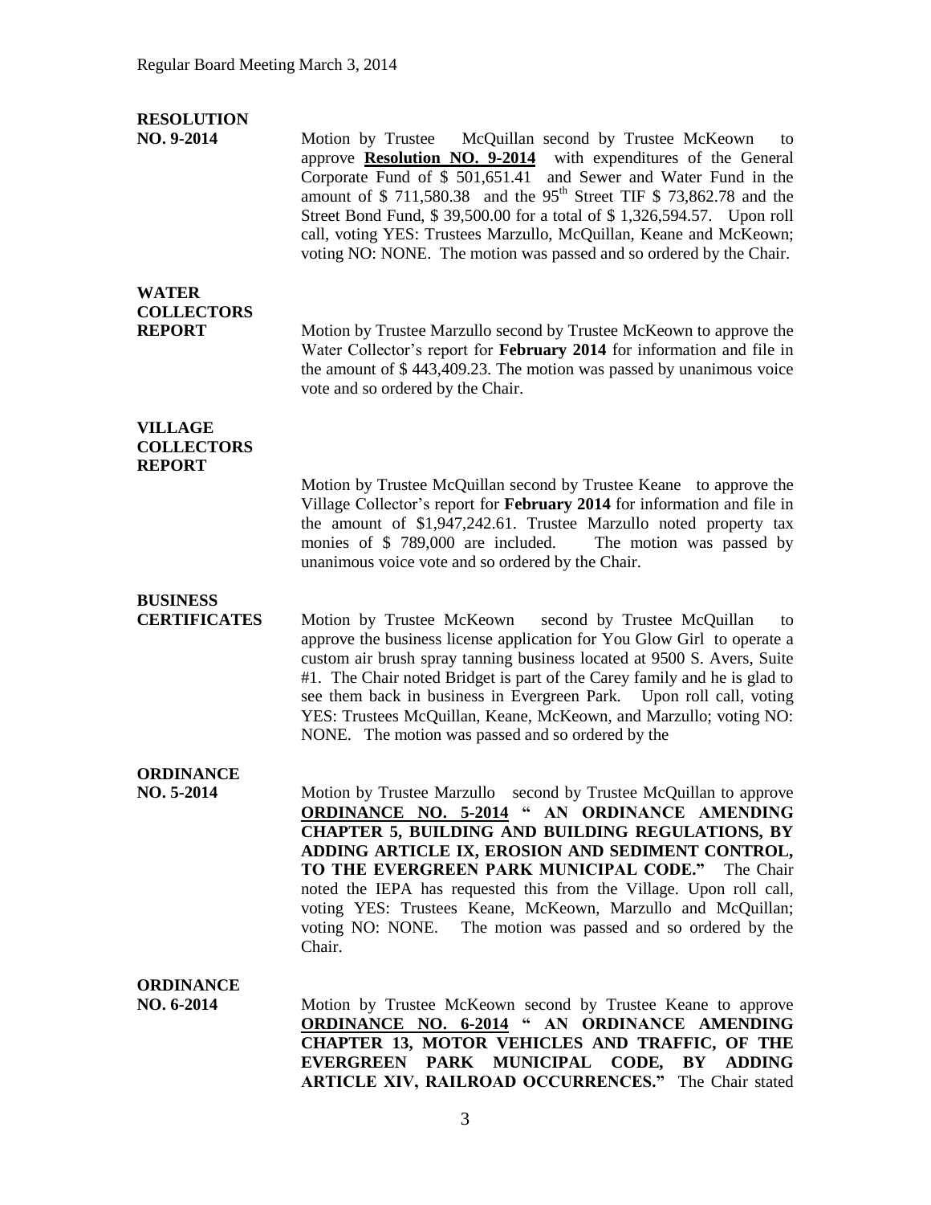**RESOLUTION NO. 9-2014**

Motion by Trustee McQuillan second by Trustee McKeown to approve **Resolution NO. 9-2014** with expenditures of the General Corporate Fund of $ 501,651.41 and Sewer and Water Fund in the amount of $ 711,580.38 and the 95th Street TIF $ 73,862.78 and the Street Bond Fund, $ 39,500.00 for a total of $ 1,326,594.57. Upon roll call, voting YES: Trustees Marzullo, McQuillan, Keane and McKeown; voting NO: NONE. The motion was passed and so ordered by the Chair.

**WATER COLLECTORS REPORT**

Motion by Trustee Marzullo second by Trustee McKeown to approve the Water Collector's report for **February 2014** for information and file in the amount of $ 443,409.23. The motion was passed by unanimous voice vote and so ordered by the Chair.

**VILLAGE COLLECTORS REPORT**

Motion by Trustee McQuillan second by Trustee Keane to approve the Village Collector's report for **February 2014** for information and file in the amount of $1,947,242.61. Trustee Marzullo noted property tax monies of $ 789,000 are included. The motion was passed by unanimous voice vote and so ordered by the Chair.

**BUSINESS CERTIFICATES**

Motion by Trustee McKeown second by Trustee McQuillan to approve the business license application for You Glow Girl to operate a custom air brush spray tanning business located at 9500 S. Avers, Suite #1. The Chair noted Bridget is part of the Carey family and he is glad to see them back in business in Evergreen Park. Upon roll call, voting YES: Trustees McQuillan, Keane, McKeown, and Marzullo; voting NO: NONE. The motion was passed and so ordered by the

**ORDINANCE NO. 5-2014**

Motion by Trustee Marzullo second by Trustee McQuillan to approve **ORDINANCE NO. 5-2014 " AN ORDINANCE AMENDING CHAPTER 5, BUILDING AND BUILDING REGULATIONS, BY ADDING ARTICLE IX, EROSION AND SEDIMENT CONTROL, TO THE EVERGREEN PARK MUNICIPAL CODE."** The Chair noted the IEPA has requested this from the Village. Upon roll call, voting YES: Trustees Keane, McKeown, Marzullo and McQuillan; voting NO: NONE. The motion was passed and so ordered by the Chair.

**ORDINANCE NO. 6-2014**

Motion by Trustee McKeown second by Trustee Keane to approve **ORDINANCE NO. 6-2014 " AN ORDINANCE AMENDING CHAPTER 13, MOTOR VEHICLES AND TRAFFIC, OF THE EVERGREEN PARK MUNICIPAL CODE, BY ADDING ARTICLE XIV, RAILROAD OCCURRENCES."** The Chair stated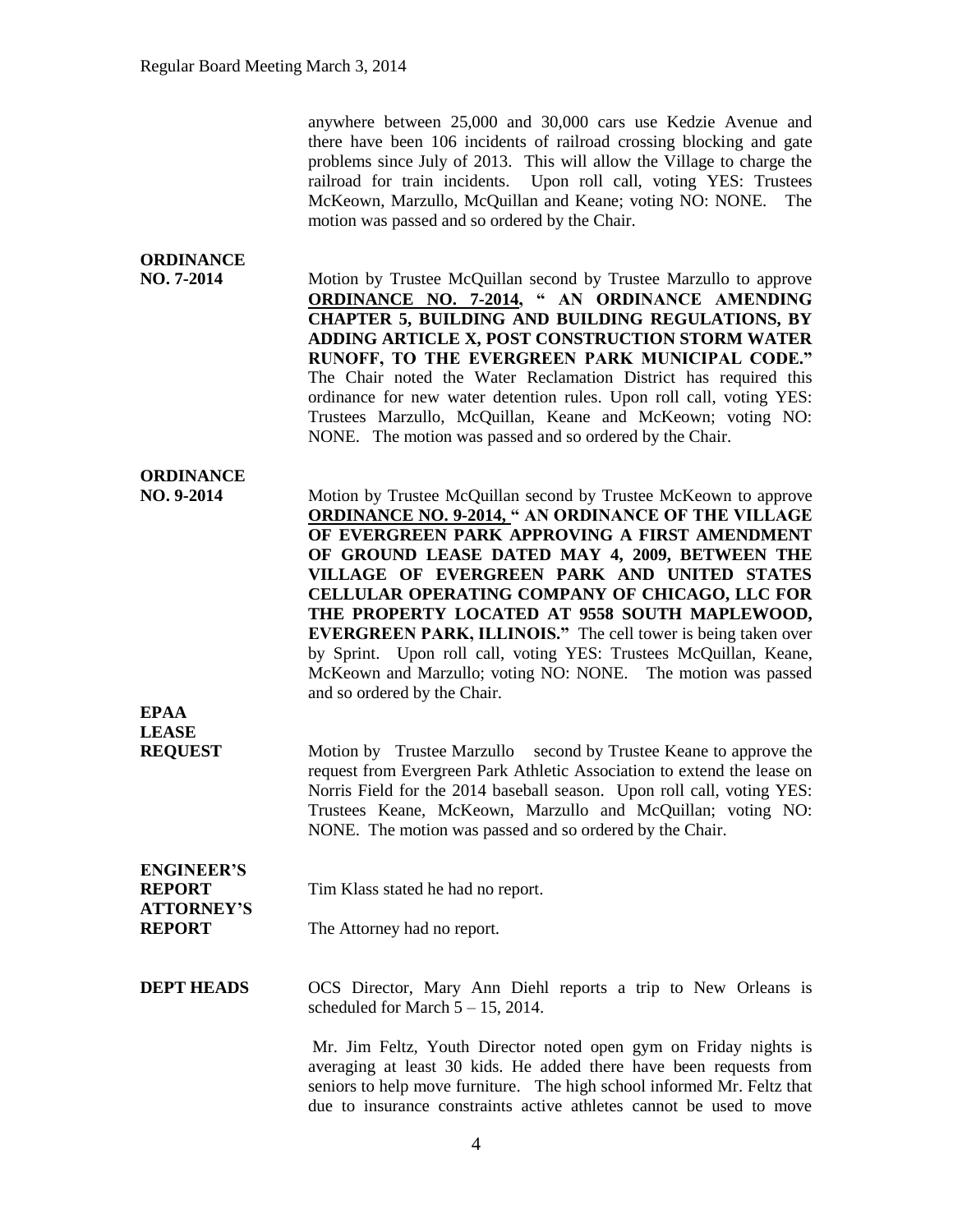anywhere between 25,000 and 30,000 cars use Kedzie Avenue and there have been 106 incidents of railroad crossing blocking and gate problems since July of 2013. This will allow the Village to charge the railroad for train incidents. Upon roll call, voting YES: Trustees McKeown, Marzullo, McQuillan and Keane; voting NO: NONE. The motion was passed and so ordered by the Chair.

**ORDINANCE NO. 7-2014**

Motion by Trustee McQuillan second by Trustee Marzullo to approve **ORDINANCE NO. 7-2014, " AN ORDINANCE AMENDING CHAPTER 5, BUILDING AND BUILDING REGULATIONS, BY ADDING ARTICLE X, POST CONSTRUCTION STORM WATER RUNOFF, TO THE EVERGREEN PARK MUNICIPAL CODE."** The Chair noted the Water Reclamation District has required this ordinance for new water detention rules. Upon roll call, voting YES: Trustees Marzullo, McQuillan, Keane and McKeown; voting NO: NONE. The motion was passed and so ordered by the Chair.

**ORDINANCE NO. 9-2014**

Motion by Trustee McQuillan second by Trustee McKeown to approve **ORDINANCE NO. 9-2014, " AN ORDINANCE OF THE VILLAGE OF EVERGREEN PARK APPROVING A FIRST AMENDMENT OF GROUND LEASE DATED MAY 4, 2009, BETWEEN THE VILLAGE OF EVERGREEN PARK AND UNITED STATES CELLULAR OPERATING COMPANY OF CHICAGO, LLC FOR THE PROPERTY LOCATED AT 9558 SOUTH MAPLEWOOD, EVERGREEN PARK, ILLINOIS."** The cell tower is being taken over by Sprint. Upon roll call, voting YES: Trustees McQuillan, Keane, McKeown and Marzullo; voting NO: NONE. The motion was passed and so ordered by the Chair.

**EPAA LEASE REQUEST**

Motion by Trustee Marzullo second by Trustee Keane to approve the request from Evergreen Park Athletic Association to extend the lease on Norris Field for the 2014 baseball season. Upon roll call, voting YES: Trustees Keane, McKeown, Marzullo and McQuillan; voting NO: NONE. The motion was passed and so ordered by the Chair.

**ENGINEER'S REPORT**

Tim Klass stated he had no report.

**ATTORNEY'S REPORT**

The Attorney had no report.

**DEPT HEADS**

OCS Director, Mary Ann Diehl reports a trip to New Orleans is scheduled for March 5 – 15, 2014.

Mr. Jim Feltz, Youth Director noted open gym on Friday nights is averaging at least 30 kids. He added there have been requests from seniors to help move furniture. The high school informed Mr. Feltz that due to insurance constraints active athletes cannot be used to move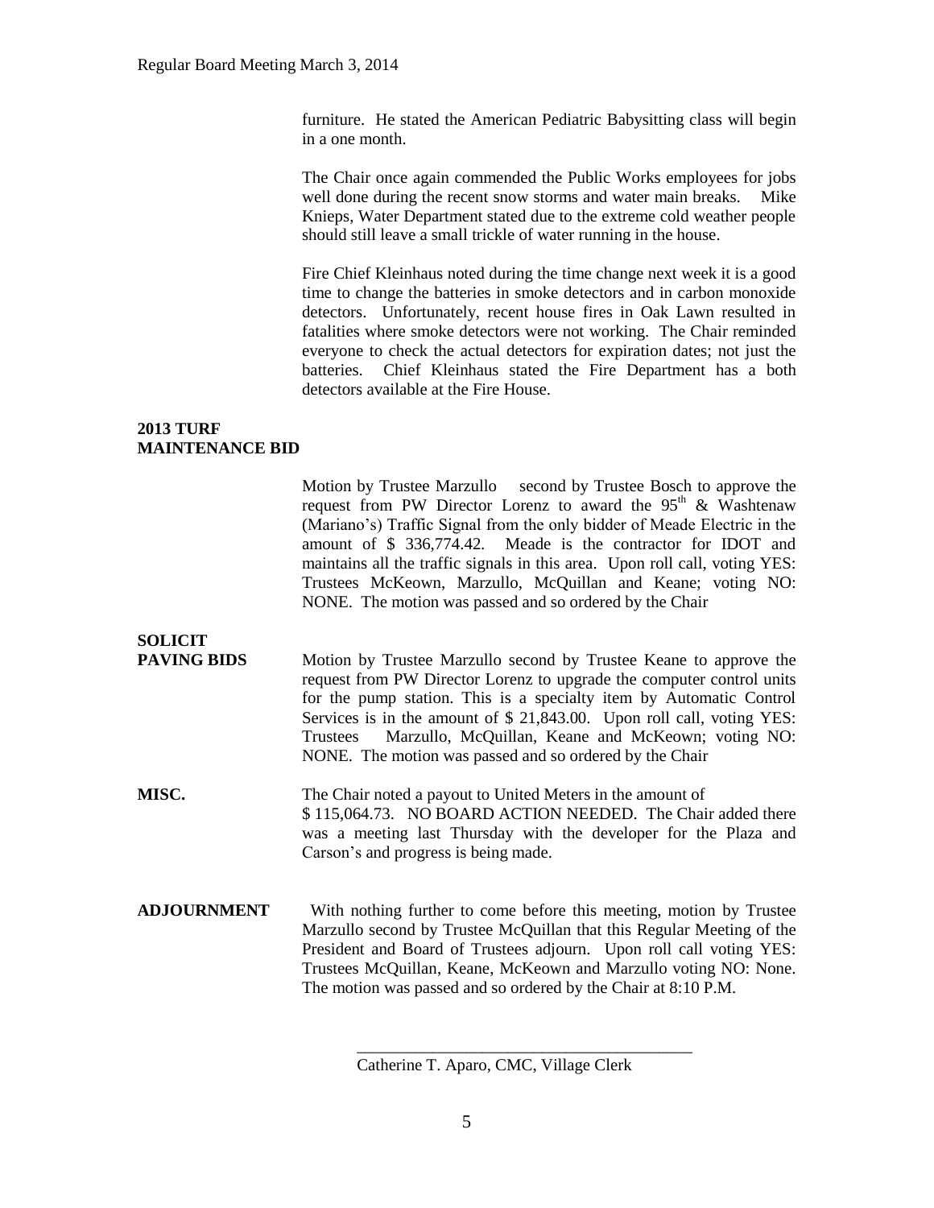furniture. He stated the American Pediatric Babysitting class will begin in a one month.

The Chair once again commended the Public Works employees for jobs well done during the recent snow storms and water main breaks. Mike Knieps, Water Department stated due to the extreme cold weather people should still leave a small trickle of water running in the house.

Fire Chief Kleinhaus noted during the time change next week it is a good time to change the batteries in smoke detectors and in carbon monoxide detectors. Unfortunately, recent house fires in Oak Lawn resulted in fatalities where smoke detectors were not working. The Chair reminded everyone to check the actual detectors for expiration dates; not just the batteries. Chief Kleinhaus stated the Fire Department has a both detectors available at the Fire House.

**2013 TURF MAINTENANCE BID**

Motion by Trustee Marzullo second by Trustee Bosch to approve the request from PW Director Lorenz to award the 95th & Washtenaw (Mariano's) Traffic Signal from the only bidder of Meade Electric in the amount of $ 336,774.42. Meade is the contractor for IDOT and maintains all the traffic signals in this area. Upon roll call, voting YES: Trustees McKeown, Marzullo, McQuillan and Keane; voting NO: NONE. The motion was passed and so ordered by the Chair

**SOLICIT PAVING BIDS**

Motion by Trustee Marzullo second by Trustee Keane to approve the request from PW Director Lorenz to upgrade the computer control units for the pump station. This is a specialty item by Automatic Control Services is in the amount of $ 21,843.00. Upon roll call, voting YES: Trustees Marzullo, McQuillan, Keane and McKeown; voting NO: NONE. The motion was passed and so ordered by the Chair

**MISC.**

The Chair noted a payout to United Meters in the amount of $ 115,064.73. NO BOARD ACTION NEEDED. The Chair added there was a meeting last Thursday with the developer for the Plaza and Carson's and progress is being made.

**ADJOURNMENT**

With nothing further to come before this meeting, motion by Trustee Marzullo second by Trustee McQuillan that this Regular Meeting of the President and Board of Trustees adjourn. Upon roll call voting YES: Trustees McQuillan, Keane, McKeown and Marzullo voting NO: None. The motion was passed and so ordered by the Chair at 8:10 P.M.

\_\_\_\_\_\_\_\_\_\_\_\_\_\_\_\_\_\_\_\_\_\_\_\_\_\_\_\_\_\_\_\_\_\_\_\_\_\_\_\_

Catherine T. Aparo, CMC, Village Clerk